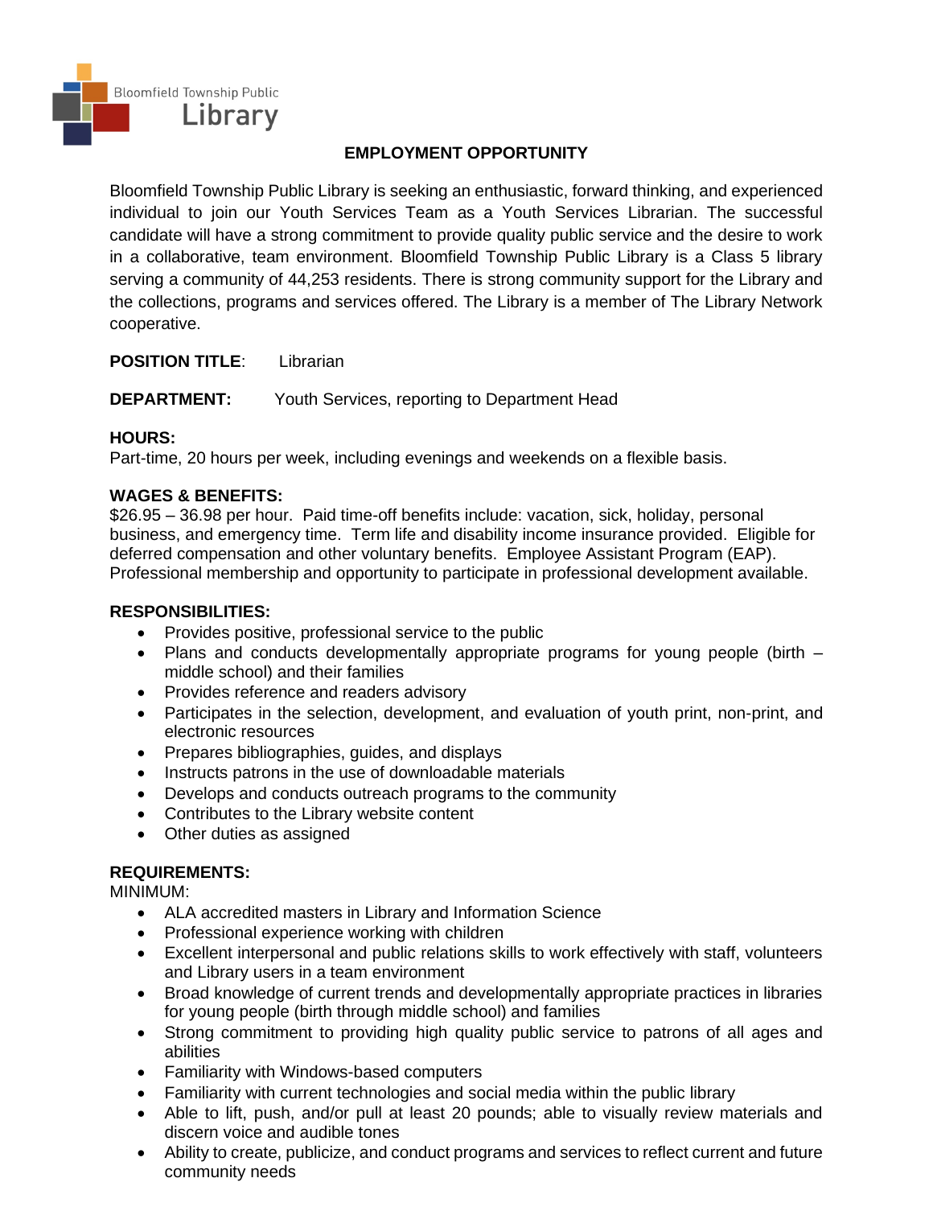Bloomfield Township Public Library

# EMPLOYMENT OPPORTUNITY

Bloomfield Township Public Library is seeking an enthusiastic, forward thinking, and experienced individual to join our Youth Services Team as a Youth Services Librarian. The successful candidate will have a strong commitment to provide quality public service and the desire to work in a collaborative, team environment. Bloomfield Township Public Library is a Class 5 library serving a community of 44,253 residents. There is strong community support for the Library and the collections, programs and services offered. The Library is a member of The Library Network cooperative.

**POSITION TITLE**: Librarian

**DEPARTMENT:** Youth Services, reporting to Department Head

**HOURS:**
Part-time, 20 hours per week, including evenings and weekends on a flexible basis.

**WAGES & BENEFITS:**
$26.95 – 36.98 per hour. Paid time-off benefits include: vacation, sick, holiday, personal business, and emergency time. Term life and disability income insurance provided. Eligible for deferred compensation and other voluntary benefits. Employee Assistant Program (EAP). Professional membership and opportunity to participate in professional development available.

**RESPONSIBILITIES:**

- Provides positive, professional service to the public
- Plans and conducts developmentally appropriate programs for young people (birth – middle school) and their families
- Provides reference and readers advisory
- Participates in the selection, development, and evaluation of youth print, non-print, and electronic resources
- Prepares bibliographies, guides, and displays
- Instructs patrons in the use of downloadable materials
- Develops and conducts outreach programs to the community
- Contributes to the Library website content
- Other duties as assigned

**REQUIREMENTS:**
MINIMUM:

- ALA accredited masters in Library and Information Science
- Professional experience working with children
- Excellent interpersonal and public relations skills to work effectively with staff, volunteers and Library users in a team environment
- Broad knowledge of current trends and developmentally appropriate practices in libraries for young people (birth through middle school) and families
- Strong commitment to providing high quality public service to patrons of all ages and abilities
- Familiarity with Windows-based computers
- Familiarity with current technologies and social media within the public library
- Able to lift, push, and/or pull at least 20 pounds; able to visually review materials and discern voice and audible tones
- Ability to create, publicize, and conduct programs and services to reflect current and future community needs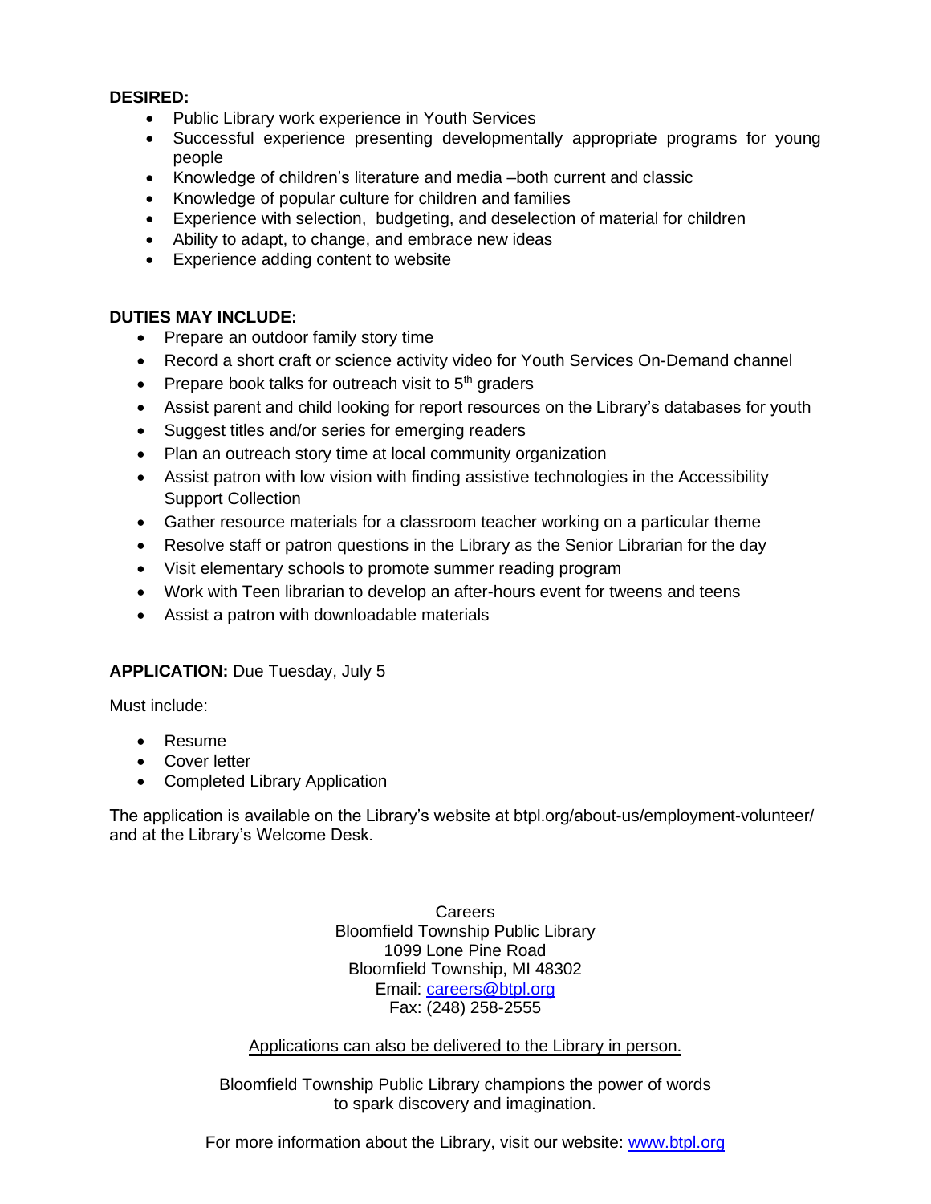**DESIRED:**

- Public Library work experience in Youth Services
- Successful experience presenting developmentally appropriate programs for young people
- Knowledge of children's literature and media –both current and classic
- Knowledge of popular culture for children and families
- Experience with selection, budgeting, and deselection of material for children
- Ability to adapt, to change, and embrace new ideas
- Experience adding content to website

**DUTIES MAY INCLUDE:**

- Prepare an outdoor family story time
- Record a short craft or science activity video for Youth Services On-Demand channel
- Prepare book talks for outreach visit to 5th graders
- Assist parent and child looking for report resources on the Library's databases for youth
- Suggest titles and/or series for emerging readers
- Plan an outreach story time at local community organization
- Assist patron with low vision with finding assistive technologies in the Accessibility Support Collection
- Gather resource materials for a classroom teacher working on a particular theme
- Resolve staff or patron questions in the Library as the Senior Librarian for the day
- Visit elementary schools to promote summer reading program
- Work with Teen librarian to develop an after-hours event for tweens and teens
- Assist a patron with downloadable materials

**APPLICATION:** Due Tuesday, July 5

Must include:

- Resume
- Cover letter
- Completed Library Application

The application is available on the Library's website at btpl.org/about-us/employment-volunteer/ and at the Library's Welcome Desk.

Careers
Bloomfield Township Public Library
1099 Lone Pine Road
Bloomfield Township, MI 48302
Email: careers@btpl.org
Fax: (248) 258-2555

Applications can also be delivered to the Library in person.

Bloomfield Township Public Library champions the power of words to spark discovery and imagination.

For more information about the Library, visit our website: www.btpl.org